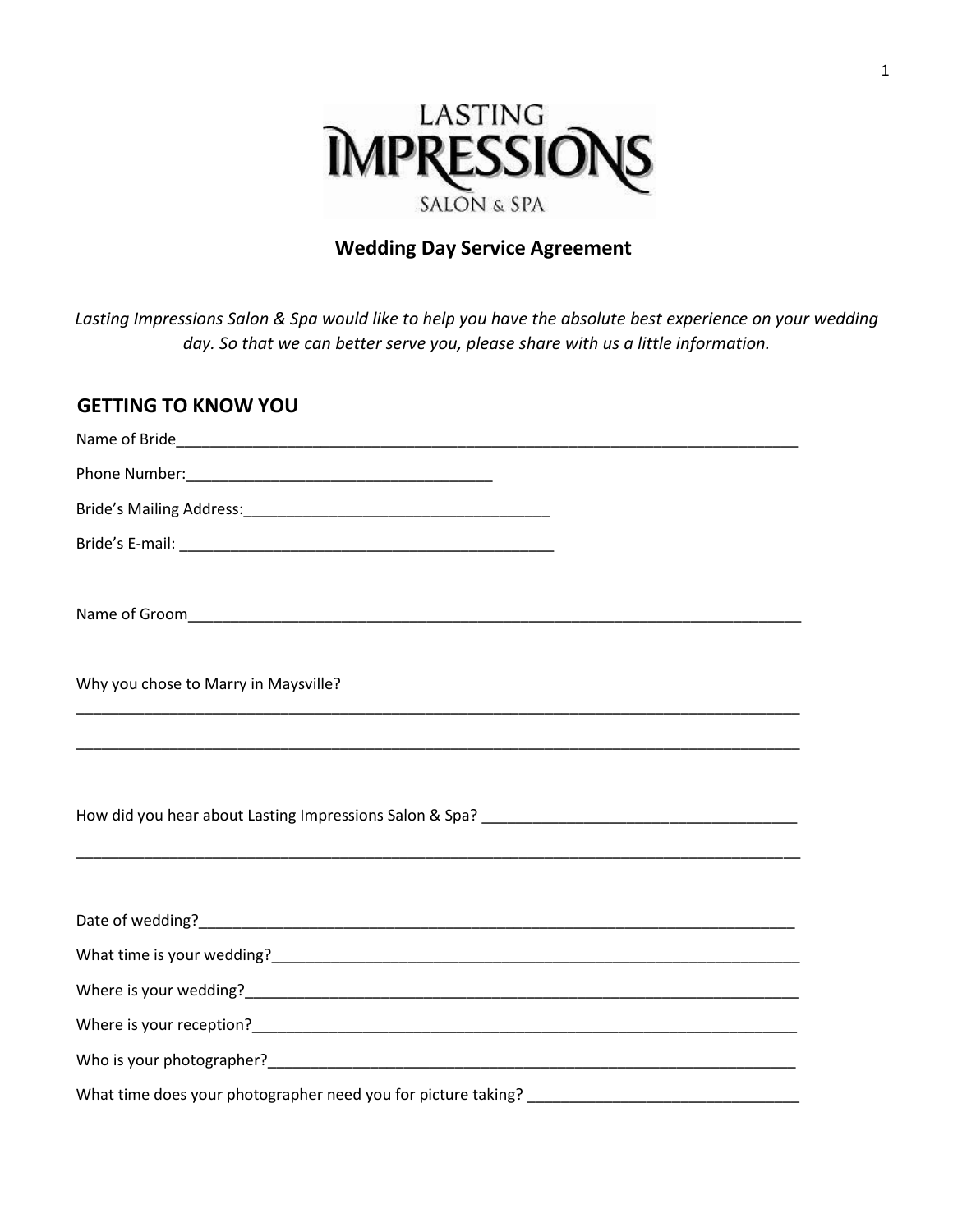LASTING
IMPRESSIONS
SALON & SPA

## Wedding Day Service Agreement

*Lasting Impressions Salon & Spa would like to help you have the absolute best experience on your wedding day. So that we can better serve you, please share with us a little information.*

### GETTING TO KNOW YOU

Name of Bride_______________________________________________________________________________

Phone Number:____________________________________

Bride's Mailing Address:____________________________________

Bride's E-mail: _____________________________________________

Name of Groom______________________________________________________________________________

Why you chose to Marry in Maysville?

_______________________________________________________________________________________________

_______________________________________________________________________________________________

How did you hear about Lasting Impressions Salon & Spa? _____________________________________

_______________________________________________________________________________________________

Date of wedding?_____________________________________________________________________________

What time is your wedding?____________________________________________________________________

Where is your wedding?_______________________________________________________________________

Where is your reception?______________________________________________________________________

Who is your photographer?_____________________________________________________________________

What time does your photographer need you for picture taking? ________________________________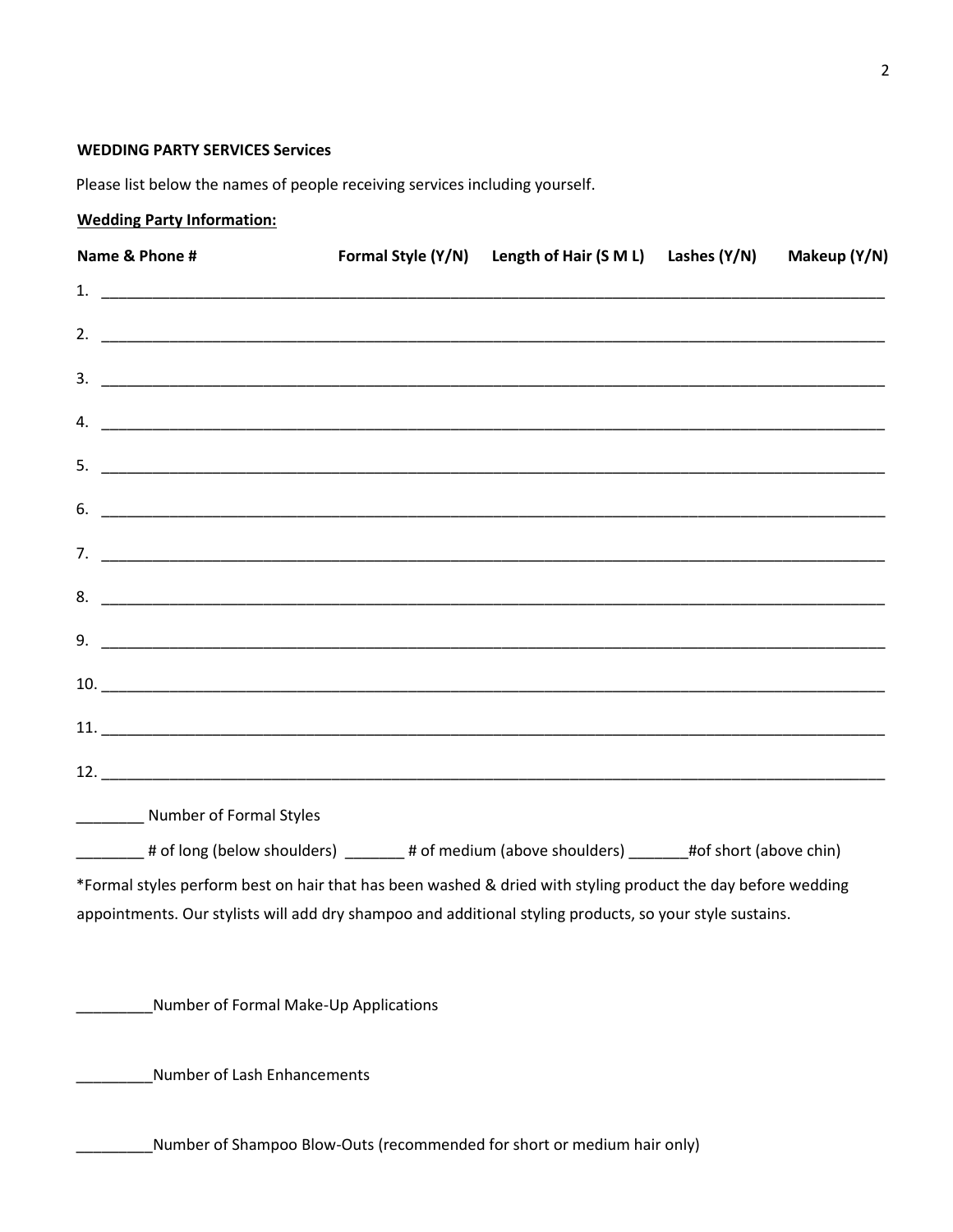**WEDDING PARTY SERVICES Services**

Please list below the names of people receiving services including yourself.

**Wedding Party Information:**

| Name & Phone # | Formal Style (Y/N) | Length of Hair (S M L) | Lashes (Y/N) | Makeup (Y/N) |
|---|---|---|---|---|
| 1. | | | | |
| 2. | | | | |
| 3. | | | | |
| 4. | | | | |
| 5. | | | | |
| 6. | | | | |
| 7. | | | | |
| 8. | | | | |
| 9. | | | | |
| 10. | | | | |
| 11. | | | | |
| 12. | | | | |

________ Number of Formal Styles

________ # of long (below shoulders) _______ # of medium (above shoulders) _______#of short (above chin)

*Formal styles perform best on hair that has been washed & dried with styling product the day before wedding appointments. Our stylists will add dry shampoo and additional styling products, so your style sustains.

_________Number of Formal Make-Up Applications

_________Number of Lash Enhancements

_________Number of Shampoo Blow-Outs (recommended for short or medium hair only)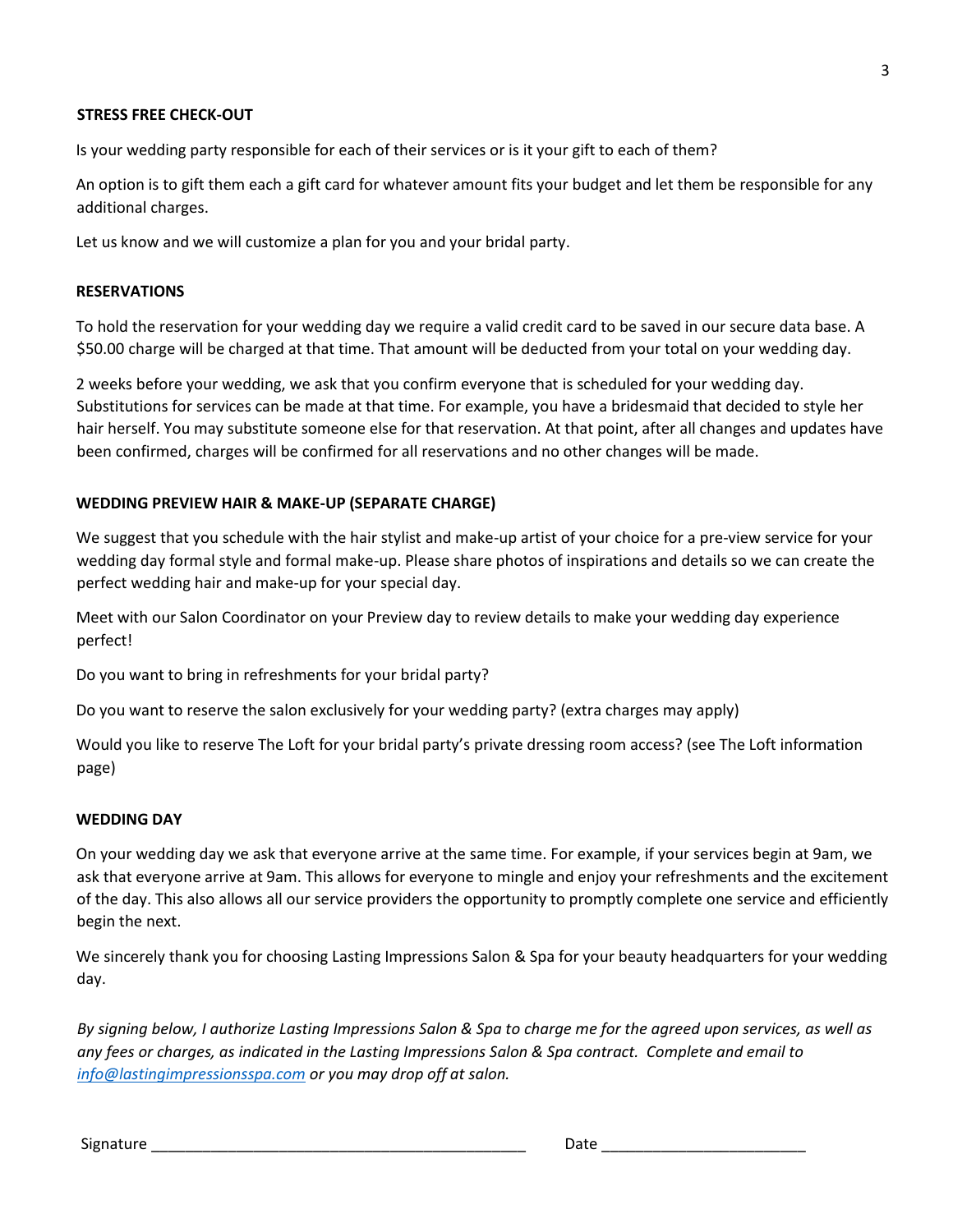**STRESS FREE CHECK-OUT**

Is your wedding party responsible for each of their services or is it your gift to each of them?

An option is to gift them each a gift card for whatever amount fits your budget and let them be responsible for any additional charges.

Let us know and we will customize a plan for you and your bridal party.

**RESERVATIONS**

To hold the reservation for your wedding day we require a valid credit card to be saved in our secure data base. A $50.00 charge will be charged at that time. That amount will be deducted from your total on your wedding day.

2 weeks before your wedding, we ask that you confirm everyone that is scheduled for your wedding day. Substitutions for services can be made at that time. For example, you have a bridesmaid that decided to style her hair herself. You may substitute someone else for that reservation. At that point, after all changes and updates have been confirmed, charges will be confirmed for all reservations and no other changes will be made.

**WEDDING PREVIEW HAIR & MAKE-UP (SEPARATE CHARGE)**

We suggest that you schedule with the hair stylist and make-up artist of your choice for a pre-view service for your wedding day formal style and formal make-up. Please share photos of inspirations and details so we can create the perfect wedding hair and make-up for your special day.

Meet with our Salon Coordinator on your Preview day to review details to make your wedding day experience perfect!

Do you want to bring in refreshments for your bridal party?

Do you want to reserve the salon exclusively for your wedding party? (extra charges may apply)

Would you like to reserve The Loft for your bridal party's private dressing room access? (see The Loft information page)

**WEDDING DAY**

On your wedding day we ask that everyone arrive at the same time. For example, if your services begin at 9am, we ask that everyone arrive at 9am. This allows for everyone to mingle and enjoy your refreshments and the excitement of the day. This also allows all our service providers the opportunity to promptly complete one service and efficiently begin the next.

We sincerely thank you for choosing Lasting Impressions Salon & Spa for your beauty headquarters for your wedding day.

*By signing below, I authorize Lasting Impressions Salon & Spa to charge me for the agreed upon services, as well as any fees or charges, as indicated in the Lasting Impressions Salon & Spa contract. Complete and email to [info@lastingimpressionsspa.com](mailto:info@lastingimpressionsspa.com) or you may drop off at salon.*

Signature _____________________________________________ Date ________________________